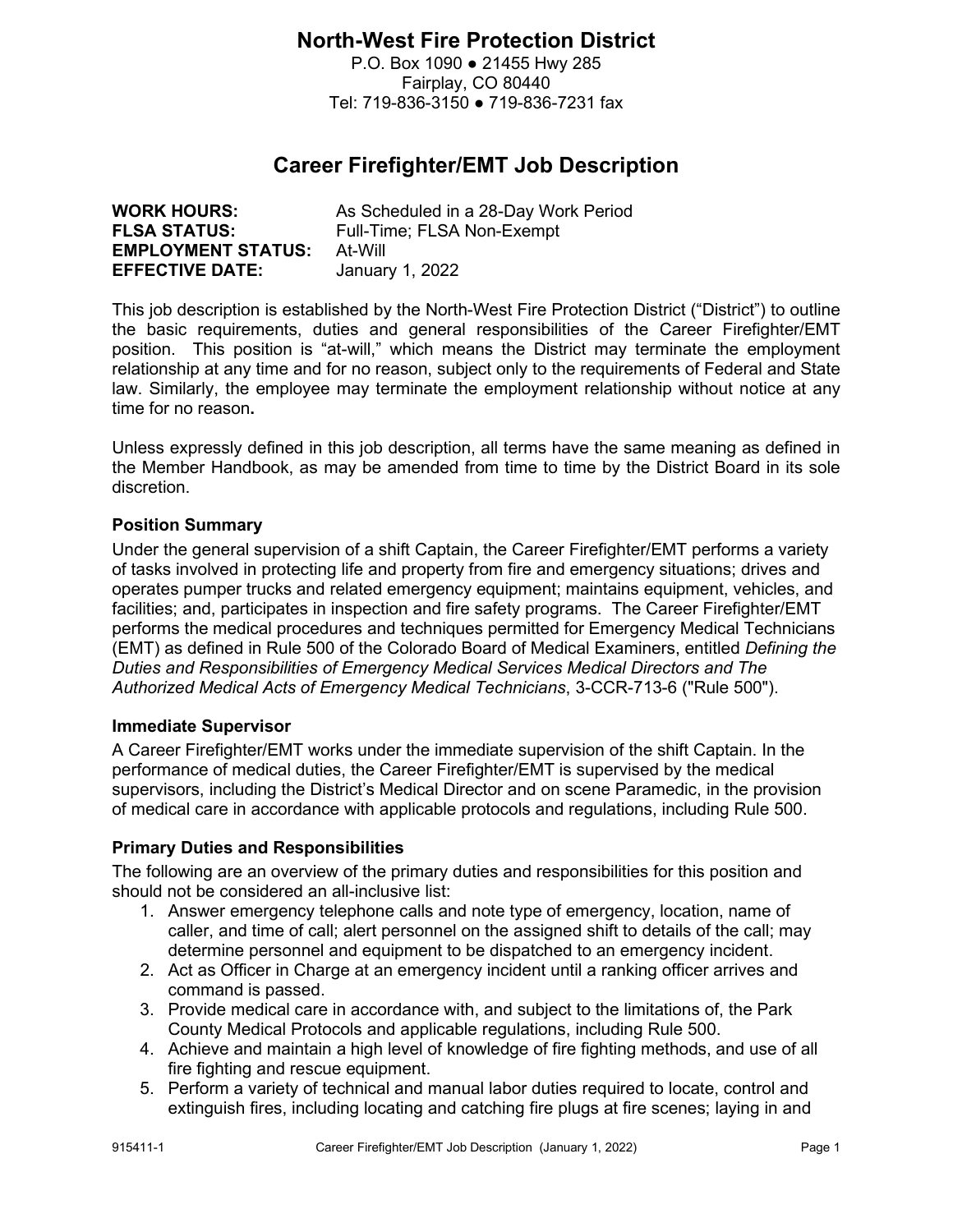# North-West Fire Protection District

P.O. Box 1090 ● 21455 Hwy 285
Fairplay, CO 80440
Tel: 719-836-3150 ● 719-836-7231 fax

## Career Firefighter/EMT Job Description

**WORK HOURS:** As Scheduled in a 28-Day Work Period
**FLSA STATUS:** Full-Time; FLSA Non-Exempt
**EMPLOYMENT STATUS:** At-Will
**EFFECTIVE DATE:** January 1, 2022

This job description is established by the North-West Fire Protection District ("District") to outline the basic requirements, duties and general responsibilities of the Career Firefighter/EMT position. This position is "at-will," which means the District may terminate the employment relationship at any time and for no reason, subject only to the requirements of Federal and State law. Similarly, the employee may terminate the employment relationship without notice at any time for no reason**.**

Unless expressly defined in this job description, all terms have the same meaning as defined in the Member Handbook, as may be amended from time to time by the District Board in its sole discretion.

### Position Summary

Under the general supervision of a shift Captain, the Career Firefighter/EMT performs a variety of tasks involved in protecting life and property from fire and emergency situations; drives and operates pumper trucks and related emergency equipment; maintains equipment, vehicles, and facilities; and, participates in inspection and fire safety programs. The Career Firefighter/EMT performs the medical procedures and techniques permitted for Emergency Medical Technicians (EMT) as defined in Rule 500 of the Colorado Board of Medical Examiners, entitled *Defining the Duties and Responsibilities of Emergency Medical Services Medical Directors and The Authorized Medical Acts of Emergency Medical Technicians*, 3-CCR-713-6 ("Rule 500").

### Immediate Supervisor

A Career Firefighter/EMT works under the immediate supervision of the shift Captain. In the performance of medical duties, the Career Firefighter/EMT is supervised by the medical supervisors, including the District's Medical Director and on scene Paramedic, in the provision of medical care in accordance with applicable protocols and regulations, including Rule 500.

### Primary Duties and Responsibilities

The following are an overview of the primary duties and responsibilities for this position and should not be considered an all-inclusive list:

1. Answer emergency telephone calls and note type of emergency, location, name of caller, and time of call; alert personnel on the assigned shift to details of the call; may determine personnel and equipment to be dispatched to an emergency incident.
2. Act as Officer in Charge at an emergency incident until a ranking officer arrives and command is passed.
3. Provide medical care in accordance with, and subject to the limitations of, the Park County Medical Protocols and applicable regulations, including Rule 500.
4. Achieve and maintain a high level of knowledge of fire fighting methods, and use of all fire fighting and rescue equipment.
5. Perform a variety of technical and manual labor duties required to locate, control and extinguish fires, including locating and catching fire plugs at fire scenes; laying in and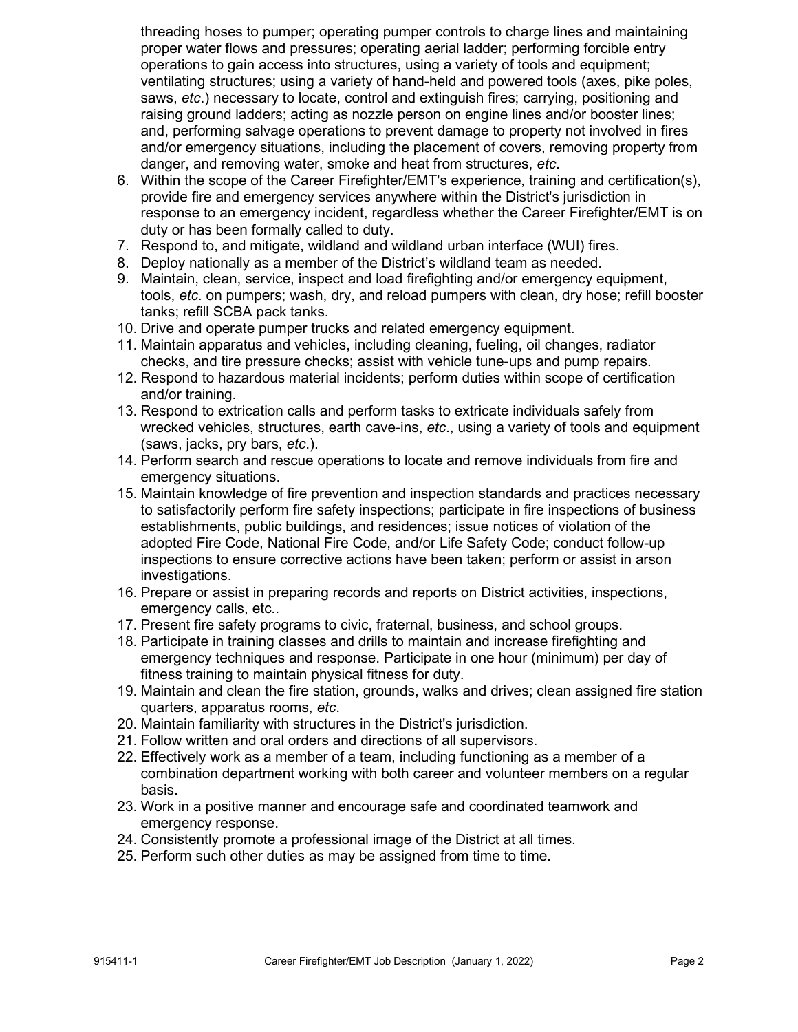threading hoses to pumper; operating pumper controls to charge lines and maintaining proper water flows and pressures; operating aerial ladder; performing forcible entry operations to gain access into structures, using a variety of tools and equipment; ventilating structures; using a variety of hand-held and powered tools (axes, pike poles, saws, *etc.*) necessary to locate, control and extinguish fires; carrying, positioning and raising ground ladders; acting as nozzle person on engine lines and/or booster lines; and, performing salvage operations to prevent damage to property not involved in fires and/or emergency situations, including the placement of covers, removing property from danger, and removing water, smoke and heat from structures, *etc.*

6. Within the scope of the Career Firefighter/EMT's experience, training and certification(s), provide fire and emergency services anywhere within the District's jurisdiction in response to an emergency incident, regardless whether the Career Firefighter/EMT is on duty or has been formally called to duty.
7. Respond to, and mitigate, wildland and wildland urban interface (WUI) fires.
8. Deploy nationally as a member of the District's wildland team as needed.
9. Maintain, clean, service, inspect and load firefighting and/or emergency equipment, tools, *etc.* on pumpers; wash, dry, and reload pumpers with clean, dry hose; refill booster tanks; refill SCBA pack tanks.
10. Drive and operate pumper trucks and related emergency equipment.
11. Maintain apparatus and vehicles, including cleaning, fueling, oil changes, radiator checks, and tire pressure checks; assist with vehicle tune-ups and pump repairs.
12. Respond to hazardous material incidents; perform duties within scope of certification and/or training.
13. Respond to extrication calls and perform tasks to extricate individuals safely from wrecked vehicles, structures, earth cave-ins, *etc*., using a variety of tools and equipment (saws, jacks, pry bars, *etc*.).
14. Perform search and rescue operations to locate and remove individuals from fire and emergency situations.
15. Maintain knowledge of fire prevention and inspection standards and practices necessary to satisfactorily perform fire safety inspections; participate in fire inspections of business establishments, public buildings, and residences; issue notices of violation of the adopted Fire Code, National Fire Code, and/or Life Safety Code; conduct follow-up inspections to ensure corrective actions have been taken; perform or assist in arson investigations.
16. Prepare or assist in preparing records and reports on District activities, inspections, emergency calls, etc..
17. Present fire safety programs to civic, fraternal, business, and school groups.
18. Participate in training classes and drills to maintain and increase firefighting and emergency techniques and response. Participate in one hour (minimum) per day of fitness training to maintain physical fitness for duty.
19. Maintain and clean the fire station, grounds, walks and drives; clean assigned fire station quarters, apparatus rooms, *etc*.
20. Maintain familiarity with structures in the District's jurisdiction.
21. Follow written and oral orders and directions of all supervisors.
22. Effectively work as a member of a team, including functioning as a member of a combination department working with both career and volunteer members on a regular basis.
23. Work in a positive manner and encourage safe and coordinated teamwork and emergency response.
24. Consistently promote a professional image of the District at all times.
25. Perform such other duties as may be assigned from time to time.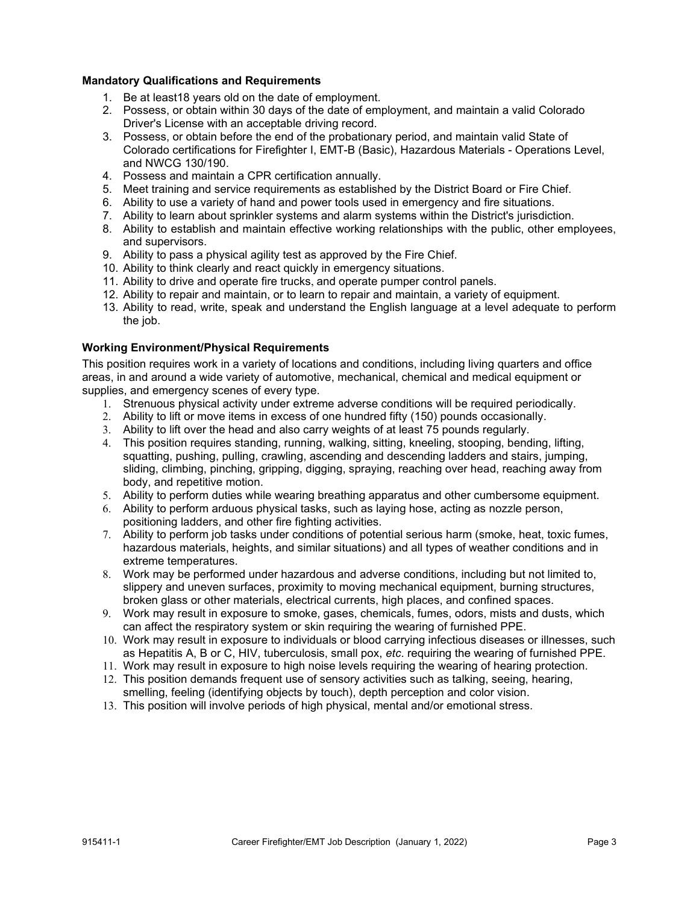### Mandatory Qualifications and Requirements

1. Be at least18 years old on the date of employment.
2. Possess, or obtain within 30 days of the date of employment, and maintain a valid Colorado Driver's License with an acceptable driving record.
3. Possess, or obtain before the end of the probationary period, and maintain valid State of Colorado certifications for Firefighter I, EMT-B (Basic), Hazardous Materials - Operations Level, and NWCG 130/190.
4. Possess and maintain a CPR certification annually.
5. Meet training and service requirements as established by the District Board or Fire Chief.
6. Ability to use a variety of hand and power tools used in emergency and fire situations.
7. Ability to learn about sprinkler systems and alarm systems within the District's jurisdiction.
8. Ability to establish and maintain effective working relationships with the public, other employees, and supervisors.
9. Ability to pass a physical agility test as approved by the Fire Chief.
10. Ability to think clearly and react quickly in emergency situations.
11. Ability to drive and operate fire trucks, and operate pumper control panels.
12. Ability to repair and maintain, or to learn to repair and maintain, a variety of equipment.
13. Ability to read, write, speak and understand the English language at a level adequate to perform the job.

### Working Environment/Physical Requirements

This position requires work in a variety of locations and conditions, including living quarters and office areas, in and around a wide variety of automotive, mechanical, chemical and medical equipment or supplies, and emergency scenes of every type.

1. Strenuous physical activity under extreme adverse conditions will be required periodically.
2. Ability to lift or move items in excess of one hundred fifty (150) pounds occasionally.
3. Ability to lift over the head and also carry weights of at least 75 pounds regularly.
4. This position requires standing, running, walking, sitting, kneeling, stooping, bending, lifting, squatting, pushing, pulling, crawling, ascending and descending ladders and stairs, jumping, sliding, climbing, pinching, gripping, digging, spraying, reaching over head, reaching away from body, and repetitive motion.
5. Ability to perform duties while wearing breathing apparatus and other cumbersome equipment.
6. Ability to perform arduous physical tasks, such as laying hose, acting as nozzle person, positioning ladders, and other fire fighting activities.
7. Ability to perform job tasks under conditions of potential serious harm (smoke, heat, toxic fumes, hazardous materials, heights, and similar situations) and all types of weather conditions and in extreme temperatures.
8. Work may be performed under hazardous and adverse conditions, including but not limited to, slippery and uneven surfaces, proximity to moving mechanical equipment, burning structures, broken glass or other materials, electrical currents, high places, and confined spaces.
9. Work may result in exposure to smoke, gases, chemicals, fumes, odors, mists and dusts, which can affect the respiratory system or skin requiring the wearing of furnished PPE.
10. Work may result in exposure to individuals or blood carrying infectious diseases or illnesses, such as Hepatitis A, B or C, HIV, tuberculosis, small pox, *etc*. requiring the wearing of furnished PPE.
11. Work may result in exposure to high noise levels requiring the wearing of hearing protection.
12. This position demands frequent use of sensory activities such as talking, seeing, hearing, smelling, feeling (identifying objects by touch), depth perception and color vision.
13. This position will involve periods of high physical, mental and/or emotional stress.